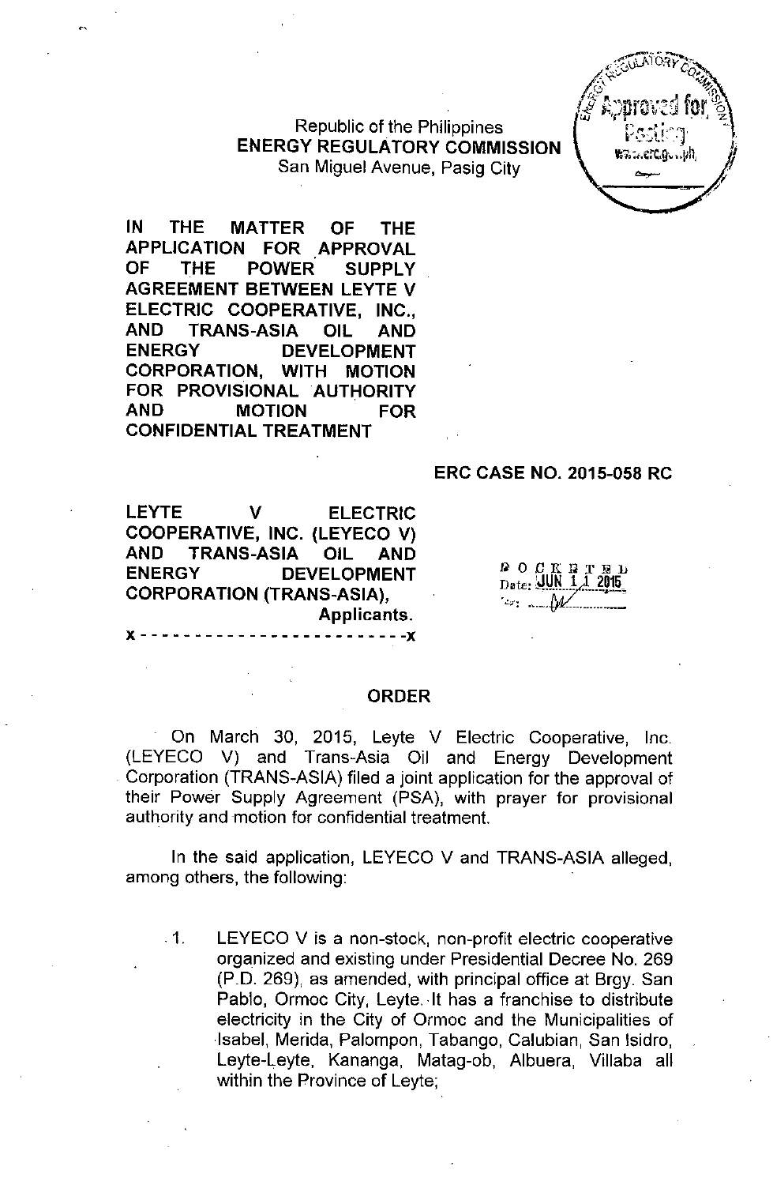Republic of the Philippines
**ENERGY REGULATORY COMMISSION**
San Miguel Avenue, Pasig City

**IN THE MATTER OF THE APPLICATION FOR APPROVAL OF THE POWER SUPPLY AGREEMENT BETWEEN LEYTE V ELECTRIC COOPERATIVE, INC., AND TRANS-ASIA OIL AND ENERGY DEVELOPMENT CORPORATION, WITH MOTION FOR PROVISIONAL AUTHORITY AND MOTION FOR CONFIDENTIAL TREATMENT**

**ERC CASE NO. 2015-058 RC**

**LEYTE V ELECTRIC COOPERATIVE, INC. (LEYECO V) AND TRANS-ASIA OIL AND ENERGY DEVELOPMENT CORPORATION (TRANS-ASIA),**
**Applicants.**
x - - - - - - - - - - - - - - - - - - - - - - - - x

DOCKETED
Date: JUN 11 2015

## ORDER

On March 30, 2015, Leyte V Electric Cooperative, Inc. (LEYECO V) and Trans-Asia Oil and Energy Development Corporation (TRANS-ASIA) filed a joint application for the approval of their Power Supply Agreement (PSA), with prayer for provisional authority and motion for confidential treatment.

In the said application, LEYECO V and TRANS-ASIA alleged, among others, the following:

1. LEYECO V is a non-stock, non-profit electric cooperative organized and existing under Presidential Decree No. 269 (P.D. 269), as amended, with principal office at Brgy. San Pablo, Ormoc City, Leyte. It has a franchise to distribute electricity in the City of Ormoc and the Municipalities of Isabel, Merida, Palompon, Tabango, Calubian, San Isidro, Leyte-Leyte, Kananga, Matag-ob, Albuera, Villaba all within the Province of Leyte;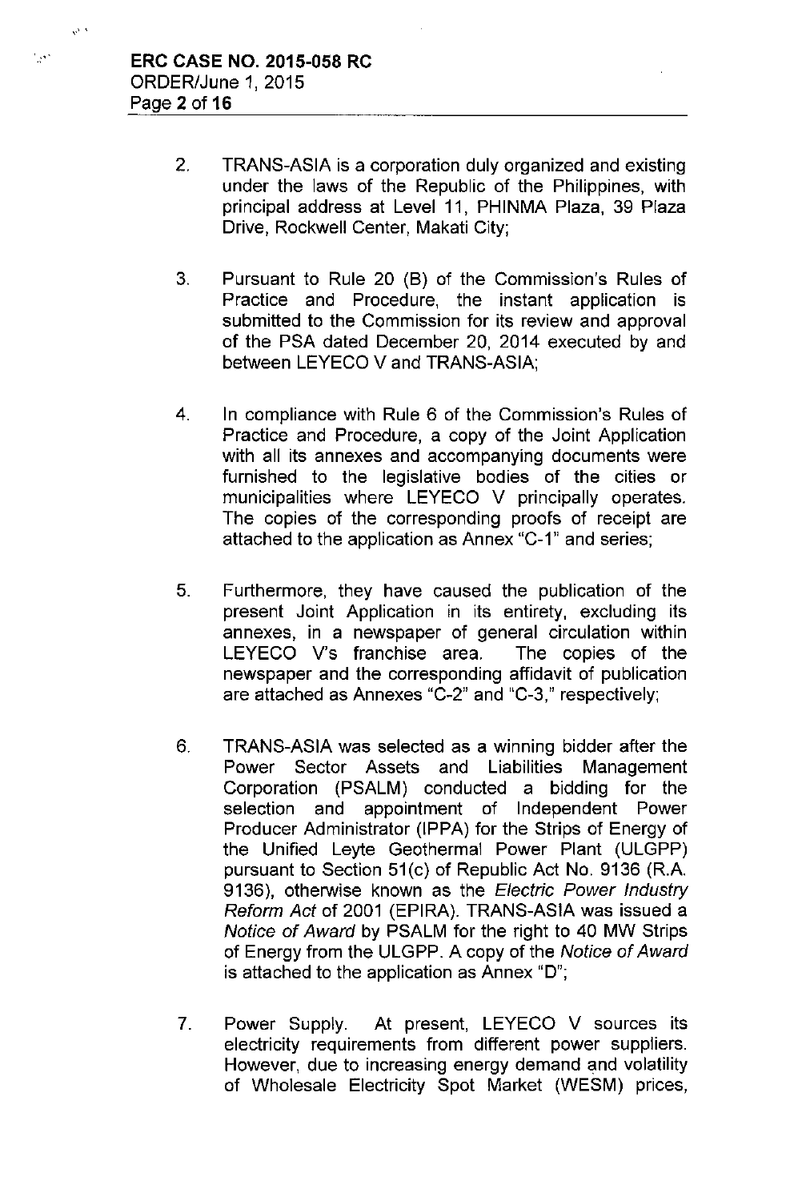2. TRANS-ASIA is a corporation duly organized and existing under the laws of the Republic of the Philippines, with principal address at Level 11, PHINMA Plaza, 39 Plaza Drive, Rockwell Center, Makati City;

3. Pursuant to Rule 20 (B) of the Commission's Rules of Practice and Procedure, the instant application is submitted to the Commission for its review and approval of the PSA dated December 20, 2014 executed by and between LEYECO V and TRANS-ASIA;

4. In compliance with Rule 6 of the Commission's Rules of Practice and Procedure, a copy of the Joint Application with all its annexes and accompanying documents were furnished to the legislative bodies of the cities or municipalities where LEYECO V principally operates. The copies of the corresponding proofs of receipt are attached to the application as Annex "C-1" and series;

5. Furthermore, they have caused the publication of the present Joint Application in its entirety, excluding its annexes, in a newspaper of general circulation within LEYECO V's franchise area. The copies of the newspaper and the corresponding affidavit of publication are attached as Annexes "C-2" and "C-3," respectively;

6. TRANS-ASIA was selected as a winning bidder after the Power Sector Assets and Liabilities Management Corporation (PSALM) conducted a bidding for the selection and appointment of Independent Power Producer Administrator (IPPA) for the Strips of Energy of the Unified Leyte Geothermal Power Plant (ULGPP) pursuant to Section 51(c) of Republic Act No. 9136 (R.A. 9136), otherwise known as the *Electric Power Industry Reform Act* of 2001 (EPIRA). TRANS-ASIA was issued a *Notice of Award* by PSALM for the right to 40 MW Strips of Energy from the ULGPP. A copy of the *Notice of Award* is attached to the application as Annex "D";

7. Power Supply. At present, LEYECO V sources its electricity requirements from different power suppliers. However, due to increasing energy demand and volatility of Wholesale Electricity Spot Market (WESM) prices,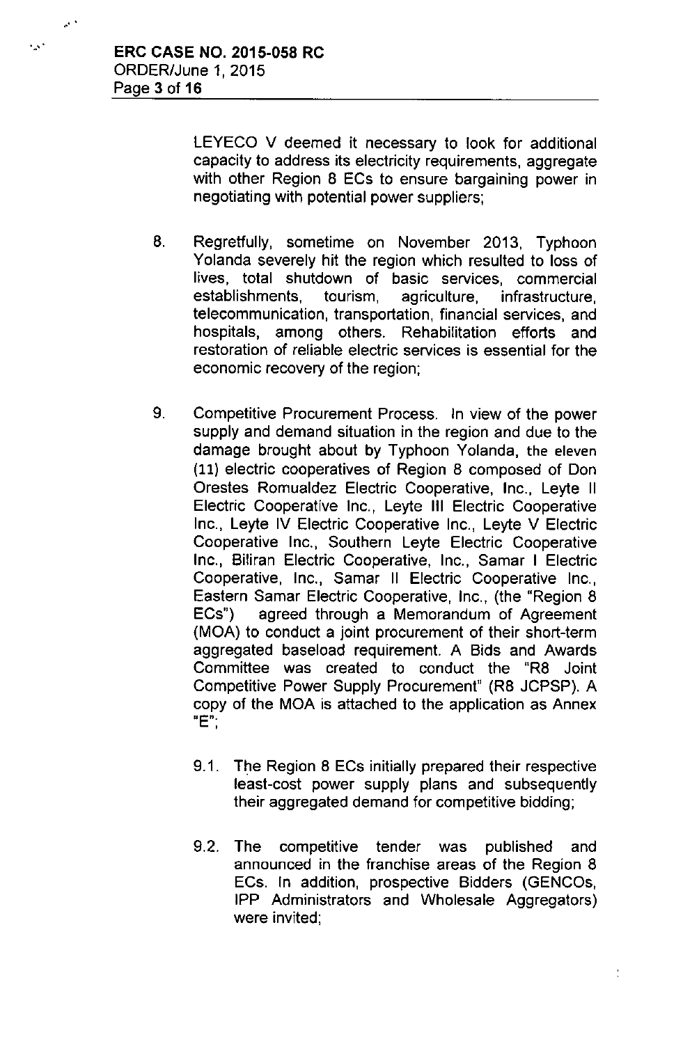LEYECO V deemed it necessary to look for additional capacity to address its electricity requirements, aggregate with other Region 8 ECs to ensure bargaining power in negotiating with potential power suppliers;

8. Regretfully, sometime on November 2013, Typhoon Yolanda severely hit the region which resulted to loss of lives, total shutdown of basic services, commercial establishments, tourism, agriculture, infrastructure, telecommunication, transportation, financial services, and hospitals, among others. Rehabilitation efforts and restoration of reliable electric services is essential for the economic recovery of the region;

9. Competitive Procurement Process. In view of the power supply and demand situation in the region and due to the damage brought about by Typhoon Yolanda, the eleven (11) electric cooperatives of Region 8 composed of Don Orestes Romualdez Electric Cooperative, Inc., Leyte II Electric Cooperative Inc., Leyte III Electric Cooperative Inc., Leyte IV Electric Cooperative Inc., Leyte V Electric Cooperative Inc., Southern Leyte Electric Cooperative Inc., Biliran Electric Cooperative, Inc., Samar I Electric Cooperative, Inc., Samar II Electric Cooperative Inc., Eastern Samar Electric Cooperative, Inc., (the "Region 8 ECs") agreed through a Memorandum of Agreement (MOA) to conduct a joint procurement of their short-term aggregated baseload requirement. A Bids and Awards Committee was created to conduct the "R8 Joint Competitive Power Supply Procurement" (R8 JCPSP). A copy of the MOA is attached to the application as Annex "E";

   9.1. The Region 8 ECs initially prepared their respective least-cost power supply plans and subsequently their aggregated demand for competitive bidding;

   9.2. The competitive tender was published and announced in the franchise areas of the Region 8 ECs. In addition, prospective Bidders (GENCOs, IPP Administrators and Wholesale Aggregators) were invited;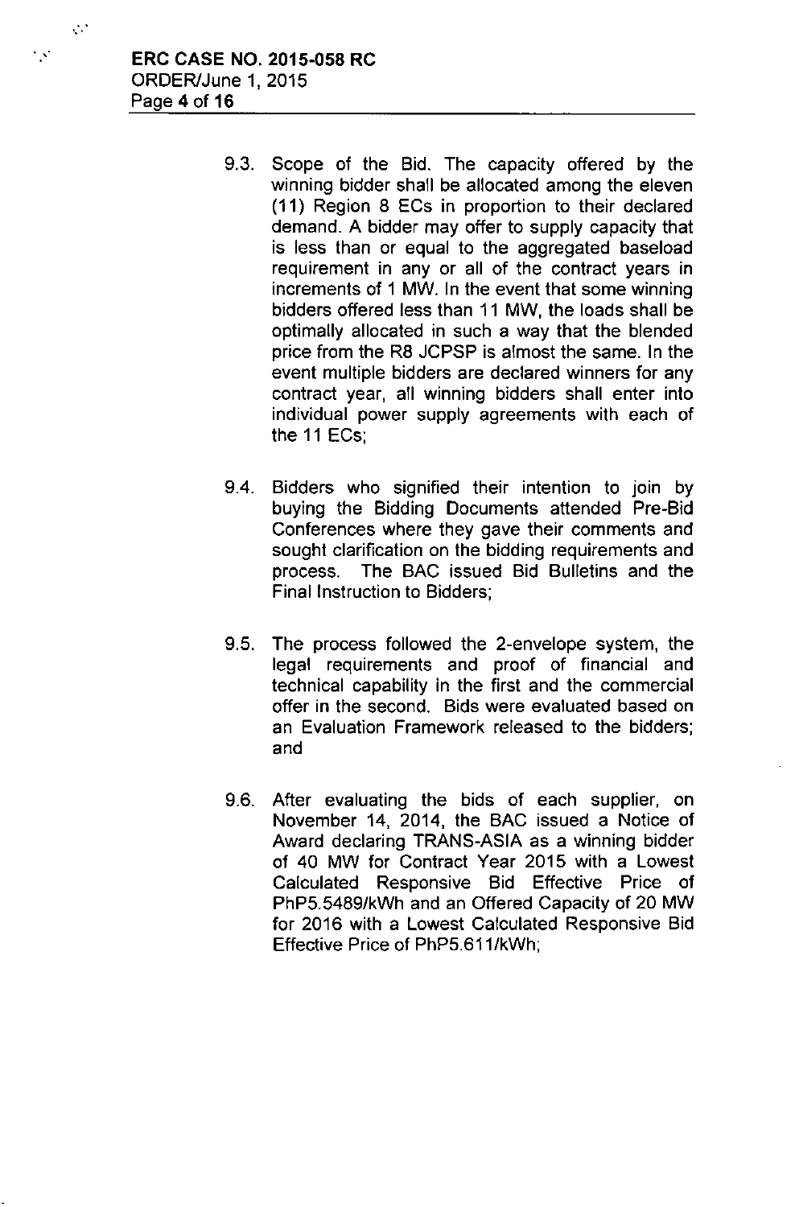9.3. Scope of the Bid. The capacity offered by the winning bidder shall be allocated among the eleven (11) Region 8 ECs in proportion to their declared demand. A bidder may offer to supply capacity that is less than or equal to the aggregated baseload requirement in any or all of the contract years in increments of 1 MW. In the event that some winning bidders offered less than 11 MW, the loads shall be optimally allocated in such a way that the blended price from the R8 JCPSP is almost the same. In the event multiple bidders are declared winners for any contract year, all winning bidders shall enter into individual power supply agreements with each of the 11 ECs;

9.4. Bidders who signified their intention to join by buying the Bidding Documents attended Pre-Bid Conferences where they gave their comments and sought clarification on the bidding requirements and process. The BAC issued Bid Bulletins and the Final Instruction to Bidders;

9.5. The process followed the 2-envelope system, the legal requirements and proof of financial and technical capability in the first and the commercial offer in the second. Bids were evaluated based on an Evaluation Framework released to the bidders; and

9.6. After evaluating the bids of each supplier, on November 14, 2014, the BAC issued a Notice of Award declaring TRANS-ASIA as a winning bidder of 40 MW for Contract Year 2015 with a Lowest Calculated Responsive Bid Effective Price of PhP5.5489/kWh and an Offered Capacity of 20 MW for 2016 with a Lowest Calculated Responsive Bid Effective Price of PhP5.611/kWh;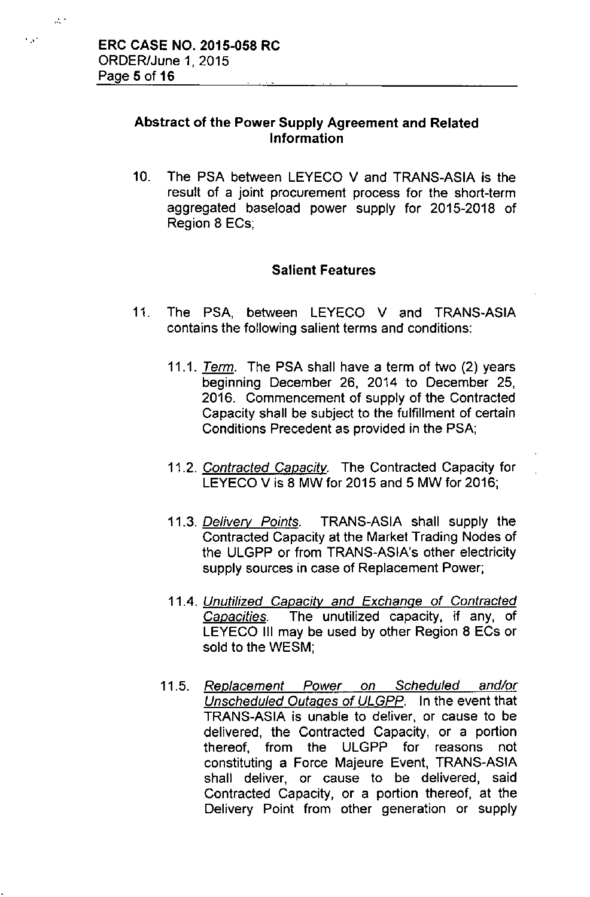## Abstract of the Power Supply Agreement and Related Information

10. The PSA between LEYECO V and TRANS-ASIA is the result of a joint procurement process for the short-term aggregated baseload power supply for 2015-2018 of Region 8 ECs;

### Salient Features

11. The PSA, between LEYECO V and TRANS-ASIA contains the following salient terms and conditions:

    11.1. *Term*. The PSA shall have a term of two (2) years beginning December 26, 2014 to December 25, 2016. Commencement of supply of the Contracted Capacity shall be subject to the fulfillment of certain Conditions Precedent as provided in the PSA;

    11.2. *Contracted Capacity*. The Contracted Capacity for LEYECO V is 8 MW for 2015 and 5 MW for 2016;

    11.3. *Delivery Points*. TRANS-ASIA shall supply the Contracted Capacity at the Market Trading Nodes of the ULGPP or from TRANS-ASIA's other electricity supply sources in case of Replacement Power;

    11.4. *Unutilized Capacity and Exchange of Contracted Capacities*. The unutilized capacity, if any, of LEYECO III may be used by other Region 8 ECs or sold to the WESM;

    11.5. *Replacement Power on Scheduled and/or Unscheduled Outages of ULGPP*. In the event that TRANS-ASIA is unable to deliver, or cause to be delivered, the Contracted Capacity, or a portion thereof, from the ULGPP for reasons not constituting a Force Majeure Event, TRANS-ASIA shall deliver, or cause to be delivered, said Contracted Capacity, or a portion thereof, at the Delivery Point from other generation or supply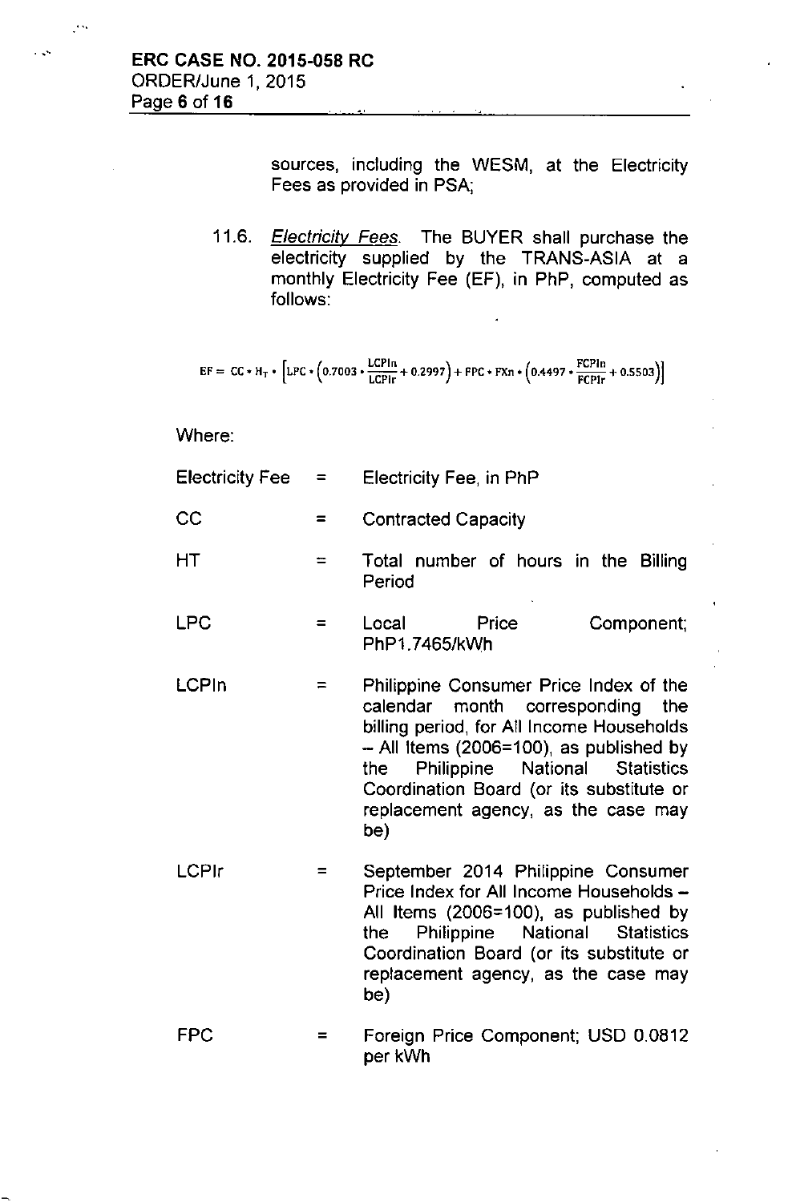sources, including the WESM, at the Electricity Fees as provided in PSA;

11.6. *Electricity Fees*. The BUYER shall purchase the electricity supplied by the TRANS-ASIA at a monthly Electricity Fee (EF), in PhP, computed as follows:

$$EF = CC \cdot H_T \cdot \left[LPC \cdot \left(0.7003 \cdot \frac{LCPIn}{LCPIr} + 0.2997\right) + FPC \cdot FXn \cdot \left(0.4497 \cdot \frac{FCPIn}{FCPIr} + 0.5503\right)\right]$$

Where:

| | | |
|---|---|---|
| Electricity Fee | = | Electricity Fee, in PhP |
| CC | = | Contracted Capacity |
| HT | = | Total number of hours in the Billing Period |
| LPC | = | Local Price Component; PhP1.7465/kWh |
| LCPIn | = | Philippine Consumer Price Index of the calendar month corresponding the billing period, for All Income Households – All Items (2006=100), as published by the Philippine National Statistics Coordination Board (or its substitute or replacement agency, as the case may be) |
| LCPIr | = | September 2014 Philippine Consumer Price Index for All Income Households – All Items (2006=100), as published by the Philippine National Statistics Coordination Board (or its substitute or replacement agency, as the case may be) |
| FPC | = | Foreign Price Component; USD 0.0812 per kWh |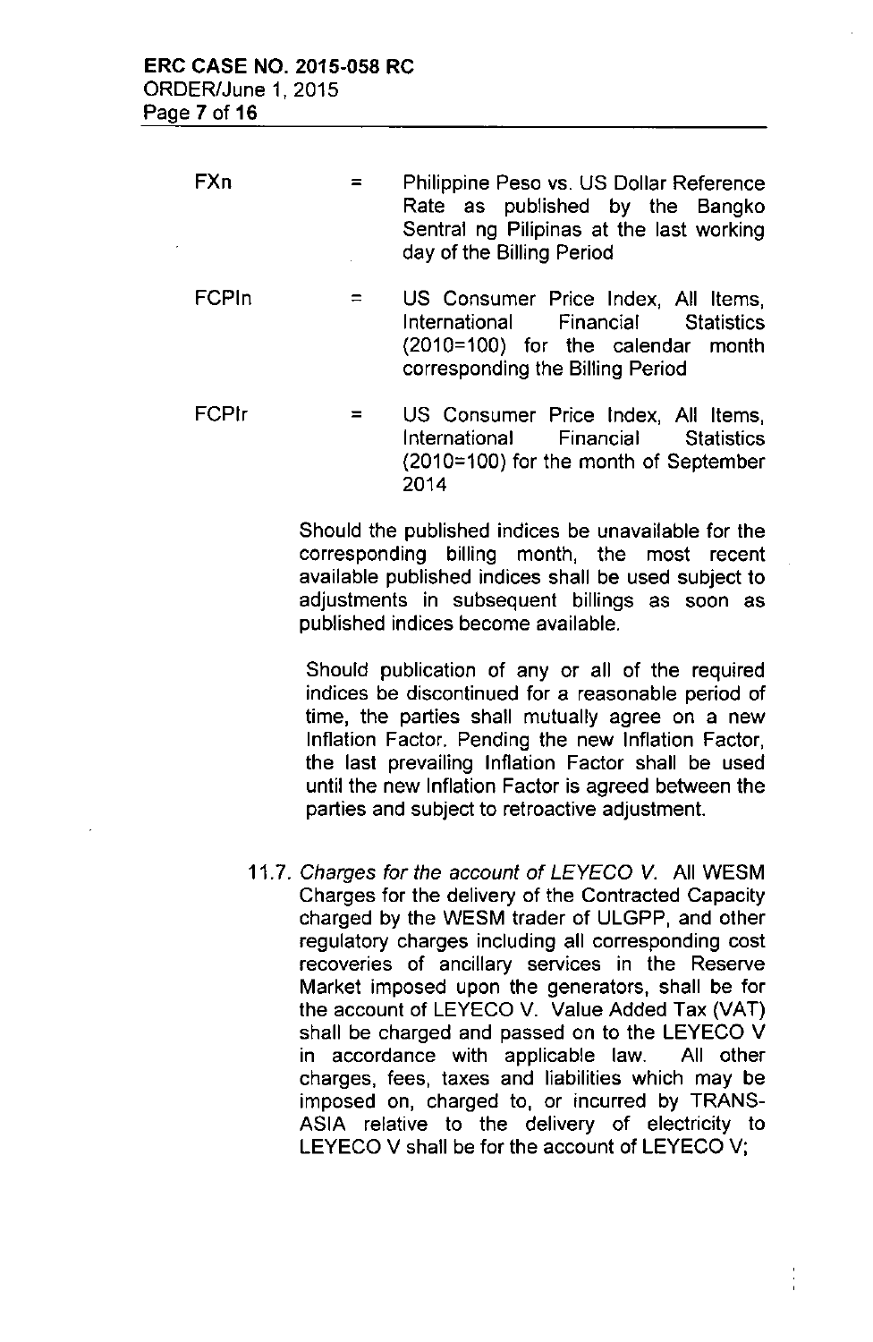| | | |
|---|---|---|
| $FX_n$ | = | Philippine Peso vs. US Dollar Reference Rate as published by the Bangko Sentral ng Pilipinas at the last working day of the Billing Period |
| $FCPI_n$ | = | US Consumer Price Index, All Items, International Financial Statistics (2010=100) for the calendar month corresponding the Billing Period |
| $FCPI_r$ | = | US Consumer Price Index, All Items, International Financial Statistics (2010=100) for the month of September 2014 |

Should the published indices be unavailable for the corresponding billing month, the most recent available published indices shall be used subject to adjustments in subsequent billings as soon as published indices become available.

Should publication of any or all of the required indices be discontinued for a reasonable period of time, the parties shall mutually agree on a new Inflation Factor. Pending the new Inflation Factor, the last prevailing Inflation Factor shall be used until the new Inflation Factor is agreed between the parties and subject to retroactive adjustment.

11.7. *Charges for the account of LEYECO V.* All WESM Charges for the delivery of the Contracted Capacity charged by the WESM trader of ULGPP, and other regulatory charges including all corresponding cost recoveries of ancillary services in the Reserve Market imposed upon the generators, shall be for the account of LEYECO V. Value Added Tax (VAT) shall be charged and passed on to the LEYECO V in accordance with applicable law. All other charges, fees, taxes and liabilities which may be imposed on, charged to, or incurred by TRANS-ASIA relative to the delivery of electricity to LEYECO V shall be for the account of LEYECO V;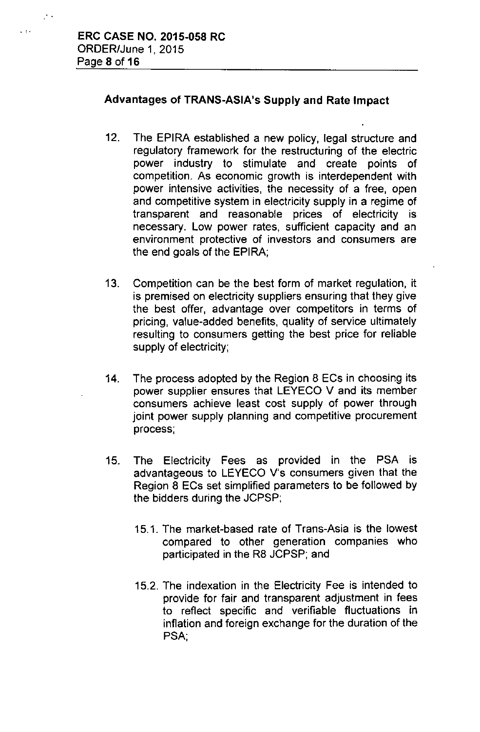## Advantages of TRANS-ASIA's Supply and Rate Impact

12. The EPIRA established a new policy, legal structure and regulatory framework for the restructuring of the electric power industry to stimulate and create points of competition. As economic growth is interdependent with power intensive activities, the necessity of a free, open and competitive system in electricity supply in a regime of transparent and reasonable prices of electricity is necessary. Low power rates, sufficient capacity and an environment protective of investors and consumers are the end goals of the EPIRA;

13. Competition can be the best form of market regulation, it is premised on electricity suppliers ensuring that they give the best offer, advantage over competitors in terms of pricing, value-added benefits, quality of service ultimately resulting to consumers getting the best price for reliable supply of electricity;

14. The process adopted by the Region 8 ECs in choosing its power supplier ensures that LEYECO V and its member consumers achieve least cost supply of power through joint power supply planning and competitive procurement process;

15. The Electricity Fees as provided in the PSA is advantageous to LEYECO V's consumers given that the Region 8 ECs set simplified parameters to be followed by the bidders during the JCPSP;

    15.1. The market-based rate of Trans-Asia is the lowest compared to other generation companies who participated in the R8 JCPSP; and

    15.2. The indexation in the Electricity Fee is intended to provide for fair and transparent adjustment in fees to reflect specific and verifiable fluctuations in inflation and foreign exchange for the duration of the PSA;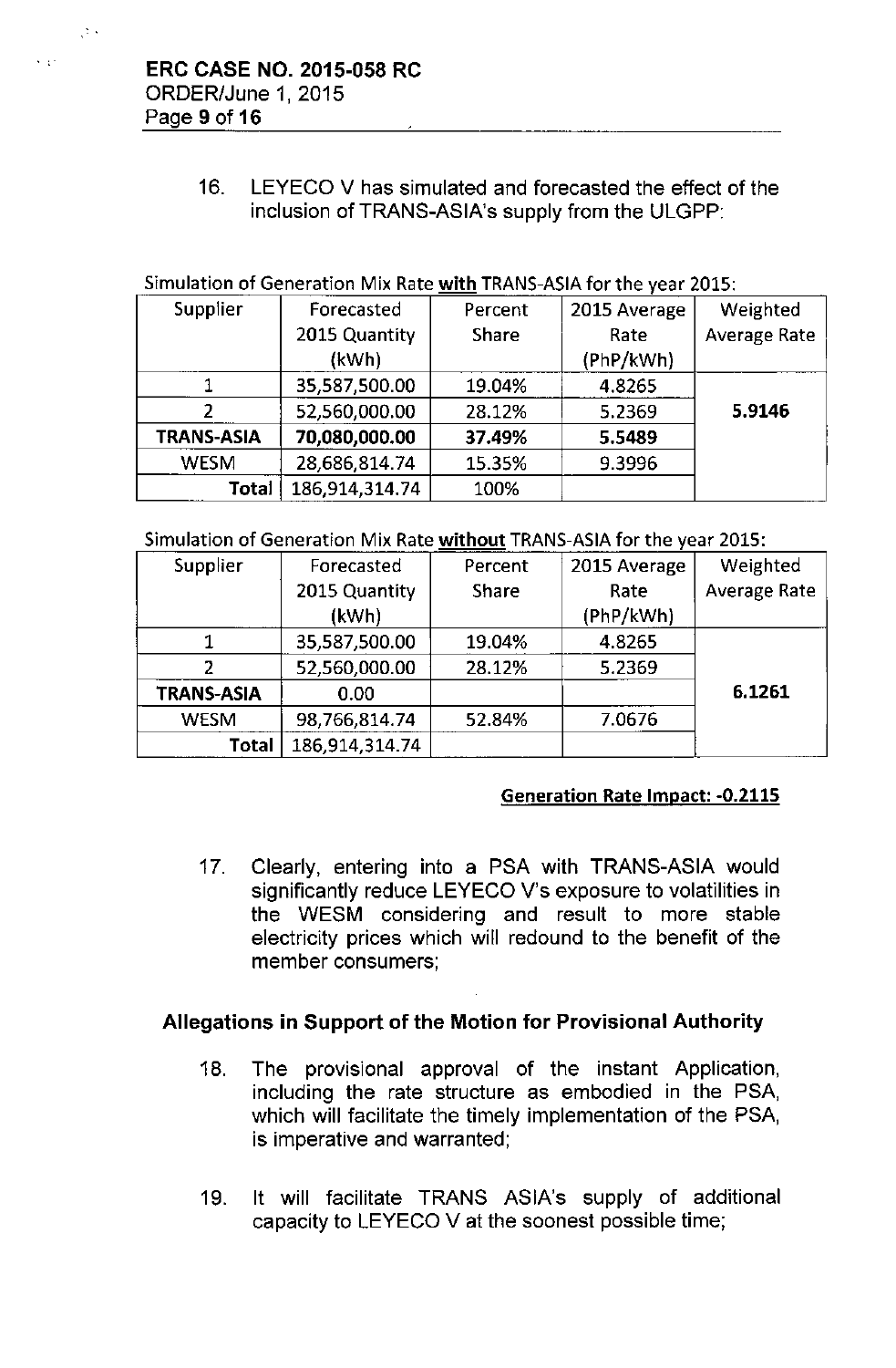16. LEYECO V has simulated and forecasted the effect of the inclusion of TRANS-ASIA's supply from the ULGPP:

Simulation of Generation Mix Rate **with** TRANS-ASIA for the year 2015:

| Supplier | Forecasted 2015 Quantity (kWh) | Percent Share | 2015 Average Rate (PhP/kWh) | Weighted Average Rate |
|---|---|---|---|---|
| 1 | 35,587,500.00 | 19.04% | 4.8265 | **5.9146** |
| 2 | 52,560,000.00 | 28.12% | 5.2369 | |
| **TRANS-ASIA** | **70,080,000.00** | **37.49%** | **5.5489** | |
| WESM | 28,686,814.74 | 15.35% | 9.3996 | |
| **Total** | 186,914,314.74 | 100% | | |

Simulation of Generation Mix Rate **without** TRANS-ASIA for the year 2015:

| Supplier | Forecasted 2015 Quantity (kWh) | Percent Share | 2015 Average Rate (PhP/kWh) | Weighted Average Rate |
|---|---|---|---|---|
| 1 | 35,587,500.00 | 19.04% | 4.8265 | **6.1261** |
| 2 | 52,560,000.00 | 28.12% | 5.2369 | |
| **TRANS-ASIA** | 0.00 | | | |
| WESM | 98,766,814.74 | 52.84% | 7.0676 | |
| **Total** | 186,914,314.74 | | | |

**Generation Rate Impact: -0.2115**

17. Clearly, entering into a PSA with TRANS-ASIA would significantly reduce LEYECO V's exposure to volatilities in the WESM considering and result to more stable electricity prices which will redound to the benefit of the member consumers;

### Allegations in Support of the Motion for Provisional Authority

18. The provisional approval of the instant Application, including the rate structure as embodied in the PSA, which will facilitate the timely implementation of the PSA, is imperative and warranted;

19. It will facilitate TRANS ASIA's supply of additional capacity to LEYECO V at the soonest possible time;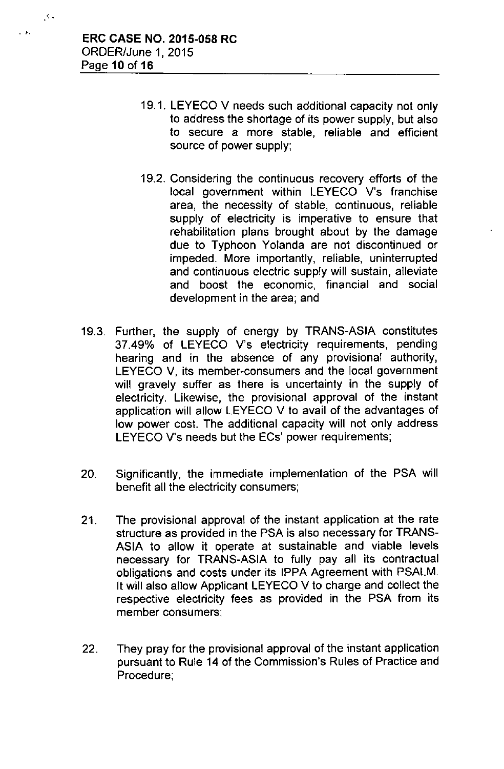19.1. LEYECO V needs such additional capacity not only to address the shortage of its power supply, but also to secure a more stable, reliable and efficient source of power supply;

19.2. Considering the continuous recovery efforts of the local government within LEYECO V's franchise area, the necessity of stable, continuous, reliable supply of electricity is imperative to ensure that rehabilitation plans brought about by the damage due to Typhoon Yolanda are not discontinued or impeded. More importantly, reliable, uninterrupted and continuous electric supply will sustain, alleviate and boost the economic, financial and social development in the area; and

19.3. Further, the supply of energy by TRANS-ASIA constitutes 37.49% of LEYECO V's electricity requirements, pending hearing and in the absence of any provisional authority, LEYECO V, its member-consumers and the local government will gravely suffer as there is uncertainty in the supply of electricity. Likewise, the provisional approval of the instant application will allow LEYECO V to avail of the advantages of low power cost. The additional capacity will not only address LEYECO V's needs but the ECs' power requirements;

20. Significantly, the immediate implementation of the PSA will benefit all the electricity consumers;

21. The provisional approval of the instant application at the rate structure as provided in the PSA is also necessary for TRANS-ASIA to allow it operate at sustainable and viable levels necessary for TRANS-ASIA to fully pay all its contractual obligations and costs under its IPPA Agreement with PSALM. It will also allow Applicant LEYECO V to charge and collect the respective electricity fees as provided in the PSA from its member consumers;

22. They pray for the provisional approval of the instant application pursuant to Rule 14 of the Commission's Rules of Practice and Procedure;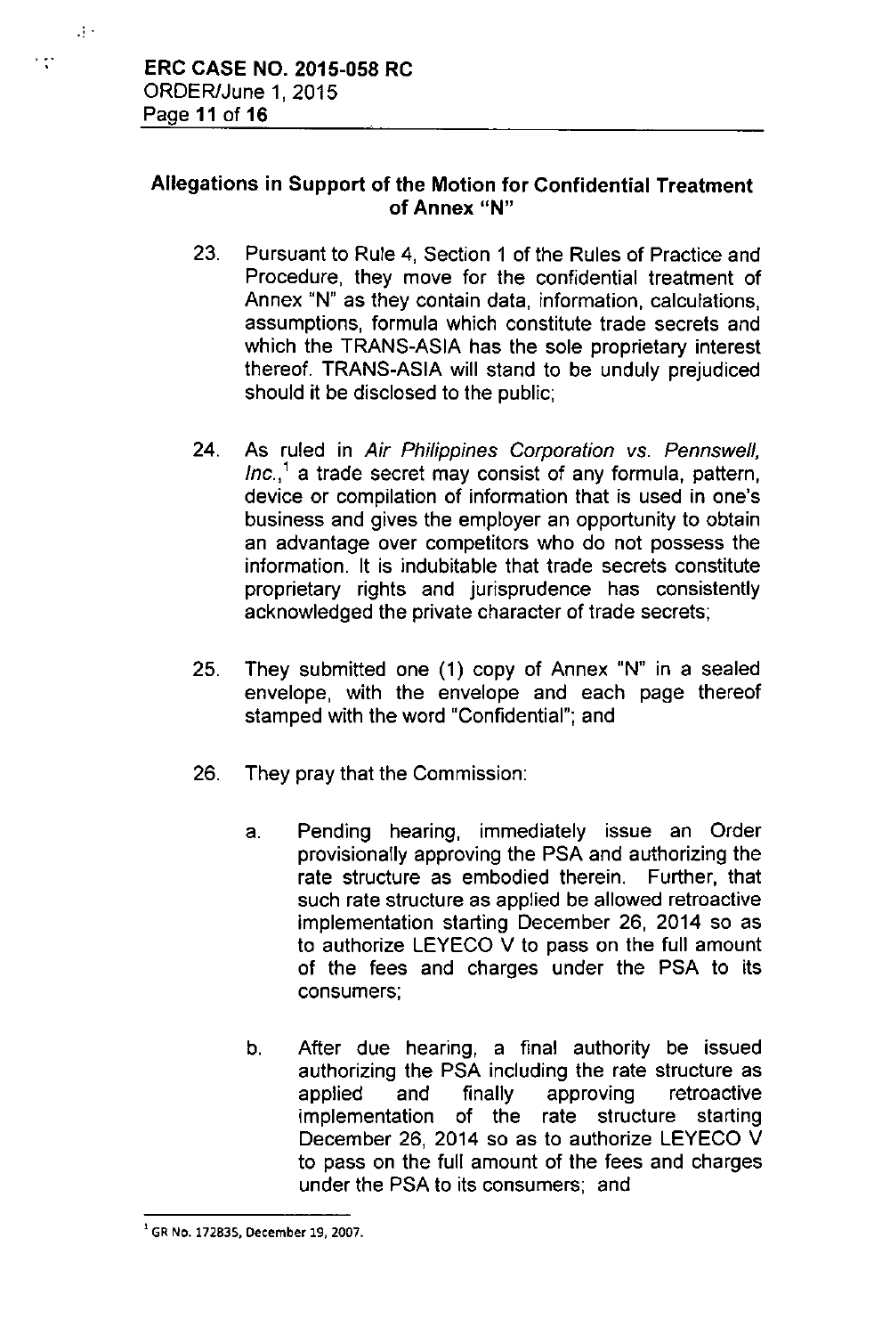## Allegations in Support of the Motion for Confidential Treatment of Annex "N"

23. Pursuant to Rule 4, Section 1 of the Rules of Practice and Procedure, they move for the confidential treatment of Annex "N" as they contain data, information, calculations, assumptions, formula which constitute trade secrets and which the TRANS-ASIA has the sole proprietary interest thereof. TRANS-ASIA will stand to be unduly prejudiced should it be disclosed to the public;

24. As ruled in *Air Philippines Corporation vs. Pennswell, Inc.*,[1] a trade secret may consist of any formula, pattern, device or compilation of information that is used in one's business and gives the employer an opportunity to obtain an advantage over competitors who do not possess the information. It is indubitable that trade secrets constitute proprietary rights and jurisprudence has consistently acknowledged the private character of trade secrets;

25. They submitted one (1) copy of Annex "N" in a sealed envelope, with the envelope and each page thereof stamped with the word "Confidential"; and

26. They pray that the Commission:

    a. Pending hearing, immediately issue an Order provisionally approving the PSA and authorizing the rate structure as embodied therein. Further, that such rate structure as applied be allowed retroactive implementation starting December 26, 2014 so as to authorize LEYECO V to pass on the full amount of the fees and charges under the PSA to its consumers;

    b. After due hearing, a final authority be issued authorizing the PSA including the rate structure as applied and finally approving retroactive implementation of the rate structure starting December 26, 2014 so as to authorize LEYECO V to pass on the full amount of the fees and charges under the PSA to its consumers; and

---

[1] GR No. 172835, December 19, 2007.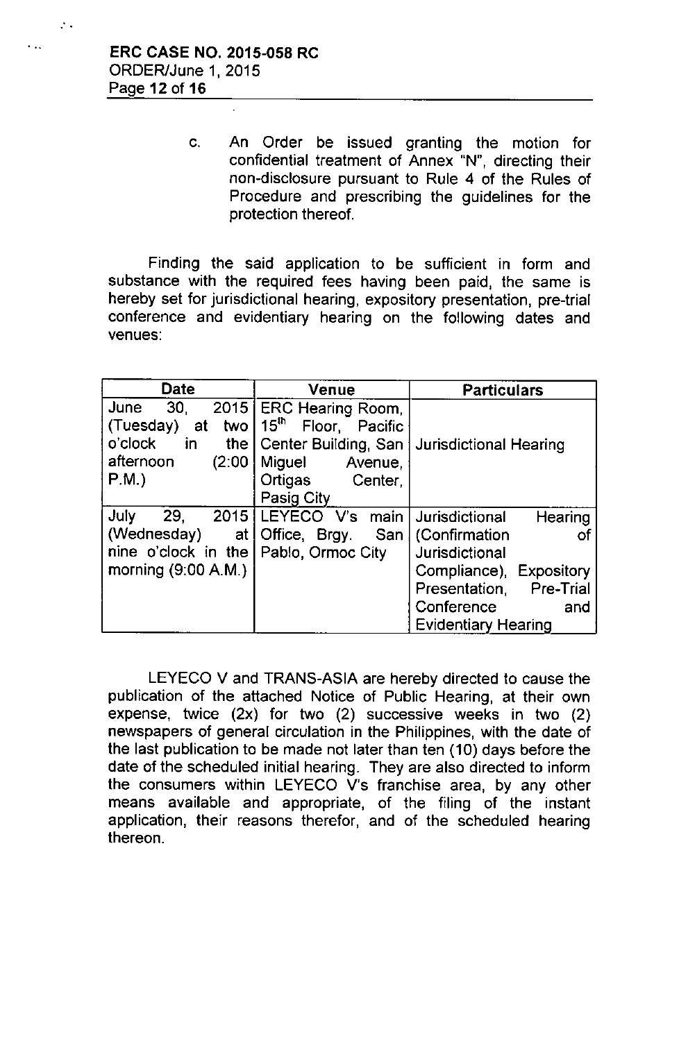c. An Order be issued granting the motion for confidential treatment of Annex "N", directing their non-disclosure pursuant to Rule 4 of the Rules of Procedure and prescribing the guidelines for the protection thereof.

Finding the said application to be sufficient in form and substance with the required fees having been paid, the same is hereby set for jurisdictional hearing, expository presentation, pre-trial conference and evidentiary hearing on the following dates and venues:

| Date | Venue | Particulars |
|---|---|---|
| June 30, 2015 (Tuesday) at two o'clock in the afternoon (2:00 P.M.) | ERC Hearing Room, 15th Floor, Pacific Center Building, San Miguel Avenue, Ortigas Center, Pasig City | Jurisdictional Hearing |
| July 29, 2015 (Wednesday) at nine o'clock in the morning (9:00 A.M.) | LEYECO V's main Office, Brgy. San Pablo, Ormoc City | Jurisdictional Hearing (Confirmation of Jurisdictional Compliance), Expository Presentation, Pre-Trial Conference and Evidentiary Hearing |

LEYECO V and TRANS-ASIA are hereby directed to cause the publication of the attached Notice of Public Hearing, at their own expense, twice (2x) for two (2) successive weeks in two (2) newspapers of general circulation in the Philippines, with the date of the last publication to be made not later than ten (10) days before the date of the scheduled initial hearing. They are also directed to inform the consumers within LEYECO V's franchise area, by any other means available and appropriate, of the filing of the instant application, their reasons therefor, and of the scheduled hearing thereon.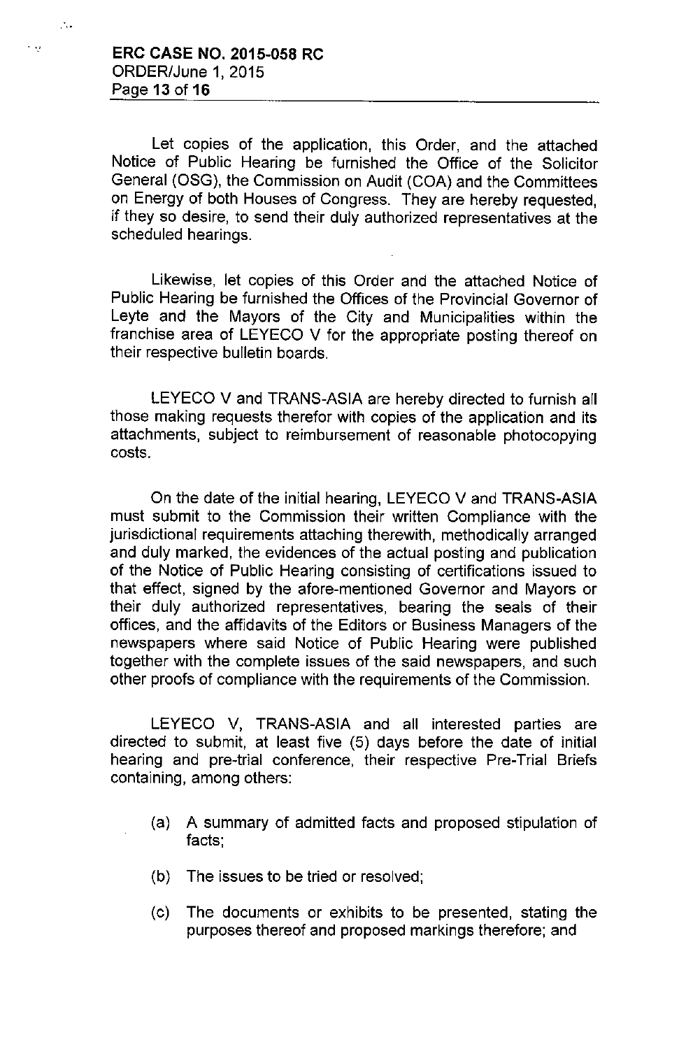Let copies of the application, this Order, and the attached Notice of Public Hearing be furnished the Office of the Solicitor General (OSG), the Commission on Audit (COA) and the Committees on Energy of both Houses of Congress. They are hereby requested, if they so desire, to send their duly authorized representatives at the scheduled hearings.

Likewise, let copies of this Order and the attached Notice of Public Hearing be furnished the Offices of the Provincial Governor of Leyte and the Mayors of the City and Municipalities within the franchise area of LEYECO V for the appropriate posting thereof on their respective bulletin boards.

LEYECO V and TRANS-ASIA are hereby directed to furnish all those making requests therefor with copies of the application and its attachments, subject to reimbursement of reasonable photocopying costs.

On the date of the initial hearing, LEYECO V and TRANS-ASIA must submit to the Commission their written Compliance with the jurisdictional requirements attaching therewith, methodically arranged and duly marked, the evidences of the actual posting and publication of the Notice of Public Hearing consisting of certifications issued to that effect, signed by the afore-mentioned Governor and Mayors or their duly authorized representatives, bearing the seals of their offices, and the affidavits of the Editors or Business Managers of the newspapers where said Notice of Public Hearing were published together with the complete issues of the said newspapers, and such other proofs of compliance with the requirements of the Commission.

LEYECO V, TRANS-ASIA and all interested parties are directed to submit, at least five (5) days before the date of initial hearing and pre-trial conference, their respective Pre-Trial Briefs containing, among others:

(a) A summary of admitted facts and proposed stipulation of facts;

(b) The issues to be tried or resolved;

(c) The documents or exhibits to be presented, stating the purposes thereof and proposed markings therefore; and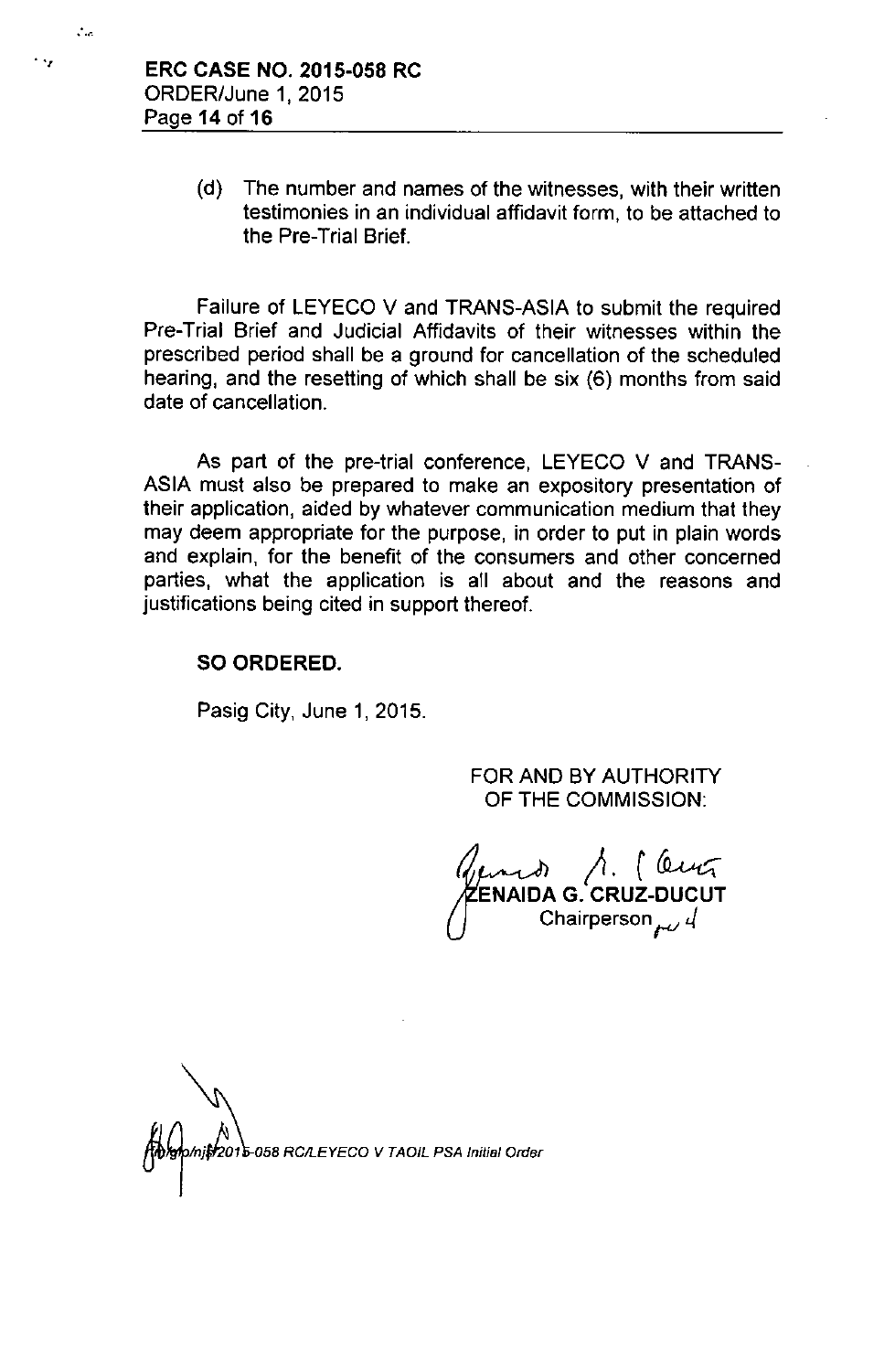(d) The number and names of the witnesses, with their written testimonies in an individual affidavit form, to be attached to the Pre-Trial Brief.

Failure of LEYECO V and TRANS-ASIA to submit the required Pre-Trial Brief and Judicial Affidavits of their witnesses within the prescribed period shall be a ground for cancellation of the scheduled hearing, and the resetting of which shall be six (6) months from said date of cancellation.

As part of the pre-trial conference, LEYECO V and TRANS-ASIA must also be prepared to make an expository presentation of their application, aided by whatever communication medium that they may deem appropriate for the purpose, in order to put in plain words and explain, for the benefit of the consumers and other concerned parties, what the application is all about and the reasons and justifications being cited in support thereof.

**SO ORDERED.**

Pasig City, June 1, 2015.

FOR AND BY AUTHORITY OF THE COMMISSION:

**ZENAIDA G. CRUZ-DUCUT**
Chairperson

/nj/2015-058 RC/LEYECO V TAOIL PSA Initial Order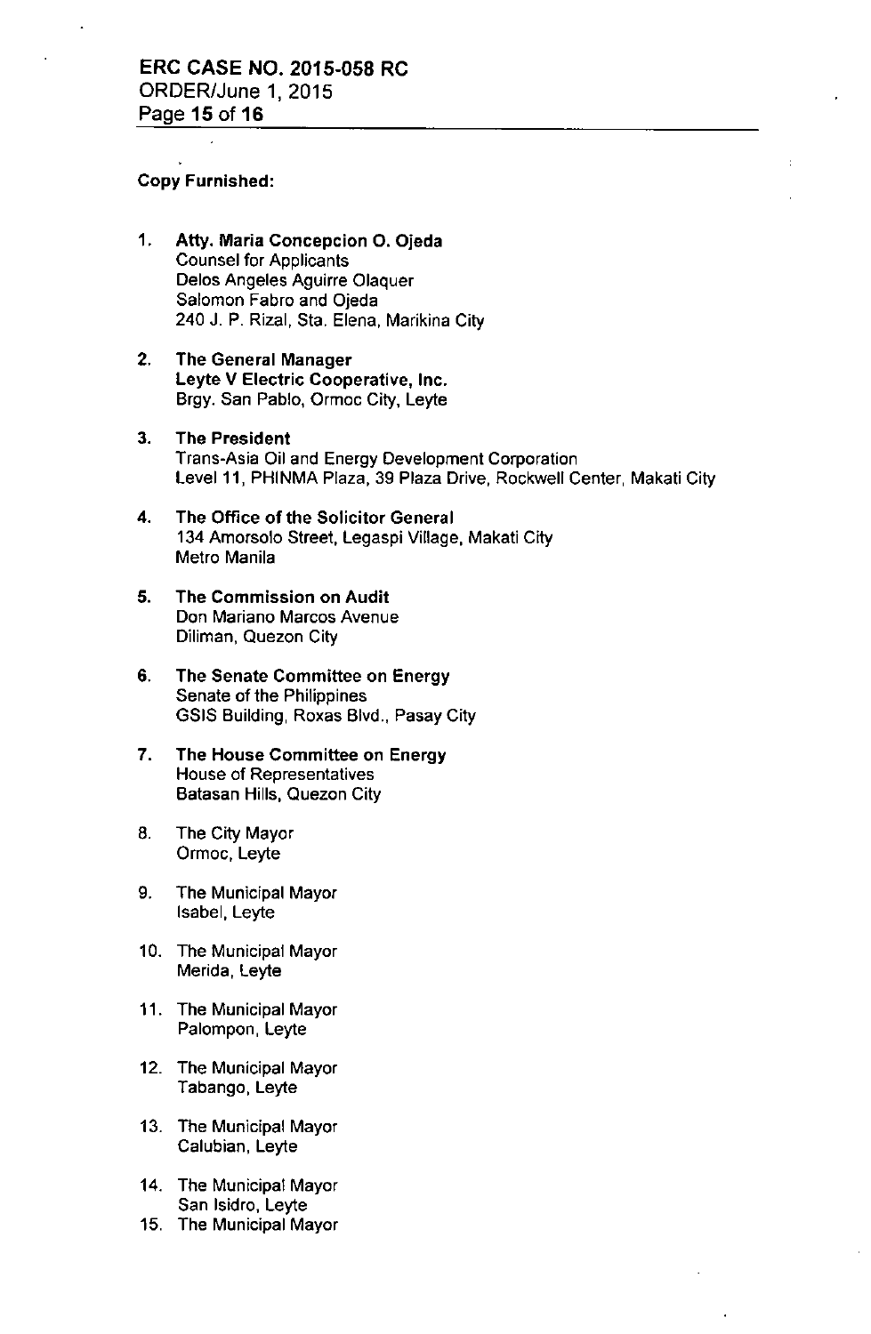**Copy Furnished:**

1. **Atty. Maria Concepcion O. Ojeda**
   Counsel for Applicants
   Delos Angeles Aguirre Olaquer
   Salomon Fabro and Ojeda
   240 J. P. Rizal, Sta. Elena, Marikina City

2. **The General Manager**
   **Leyte V Electric Cooperative, Inc.**
   Brgy. San Pablo, Ormoc City, Leyte

3. **The President**
   Trans-Asia Oil and Energy Development Corporation
   Level 11, PHINMA Plaza, 39 Plaza Drive, Rockwell Center, Makati City

4. **The Office of the Solicitor General**
   134 Amorsolo Street, Legaspi Village, Makati City
   Metro Manila

5. **The Commission on Audit**
   Don Mariano Marcos Avenue
   Diliman, Quezon City

6. **The Senate Committee on Energy**
   Senate of the Philippines
   GSIS Building, Roxas Blvd., Pasay City

7. **The House Committee on Energy**
   House of Representatives
   Batasan Hills, Quezon City

8. The City Mayor
   Ormoc, Leyte

9. The Municipal Mayor
   Isabel, Leyte

10. The Municipal Mayor
    Merida, Leyte

11. The Municipal Mayor
    Palompon, Leyte

12. The Municipal Mayor
    Tabango, Leyte

13. The Municipal Mayor
    Calubian, Leyte

14. The Municipal Mayor
    San Isidro, Leyte

15. The Municipal Mayor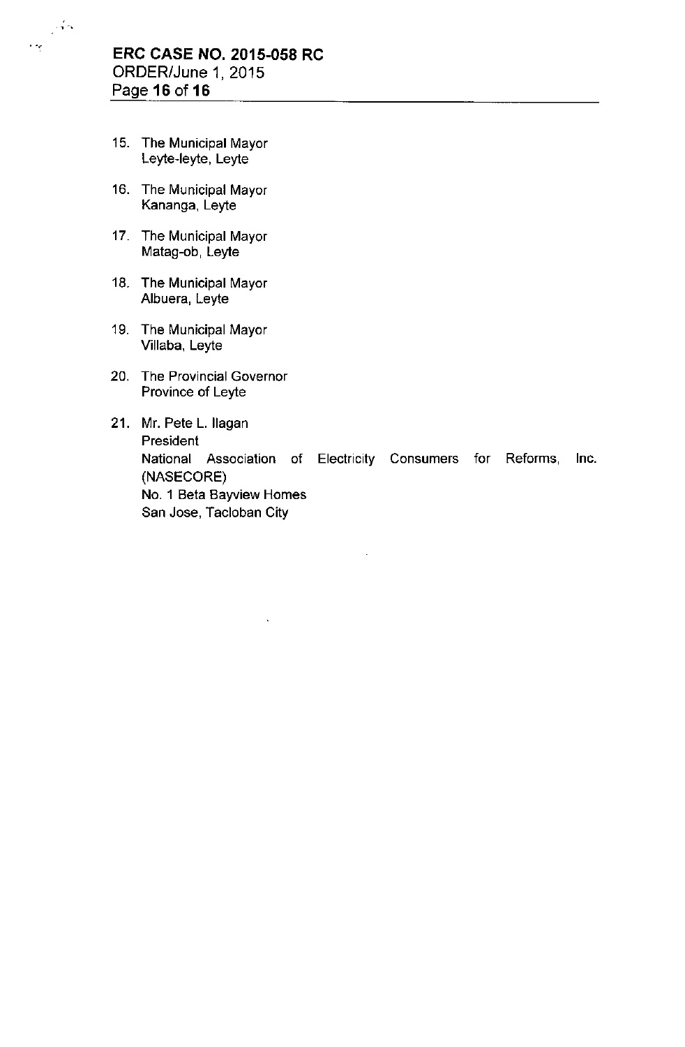15. The Municipal Mayor
    Leyte-leyte, Leyte

16. The Municipal Mayor
    Kananga, Leyte

17. The Municipal Mayor
    Matag-ob, Leyte

18. The Municipal Mayor
    Albuera, Leyte

19. The Municipal Mayor
    Villaba, Leyte

20. The Provincial Governor
    Province of Leyte

21. Mr. Pete L. Ilagan
    President
    National Association of Electricity Consumers for Reforms, Inc. (NASECORE)
    No. 1 Beta Bayview Homes
    San Jose, Tacloban City